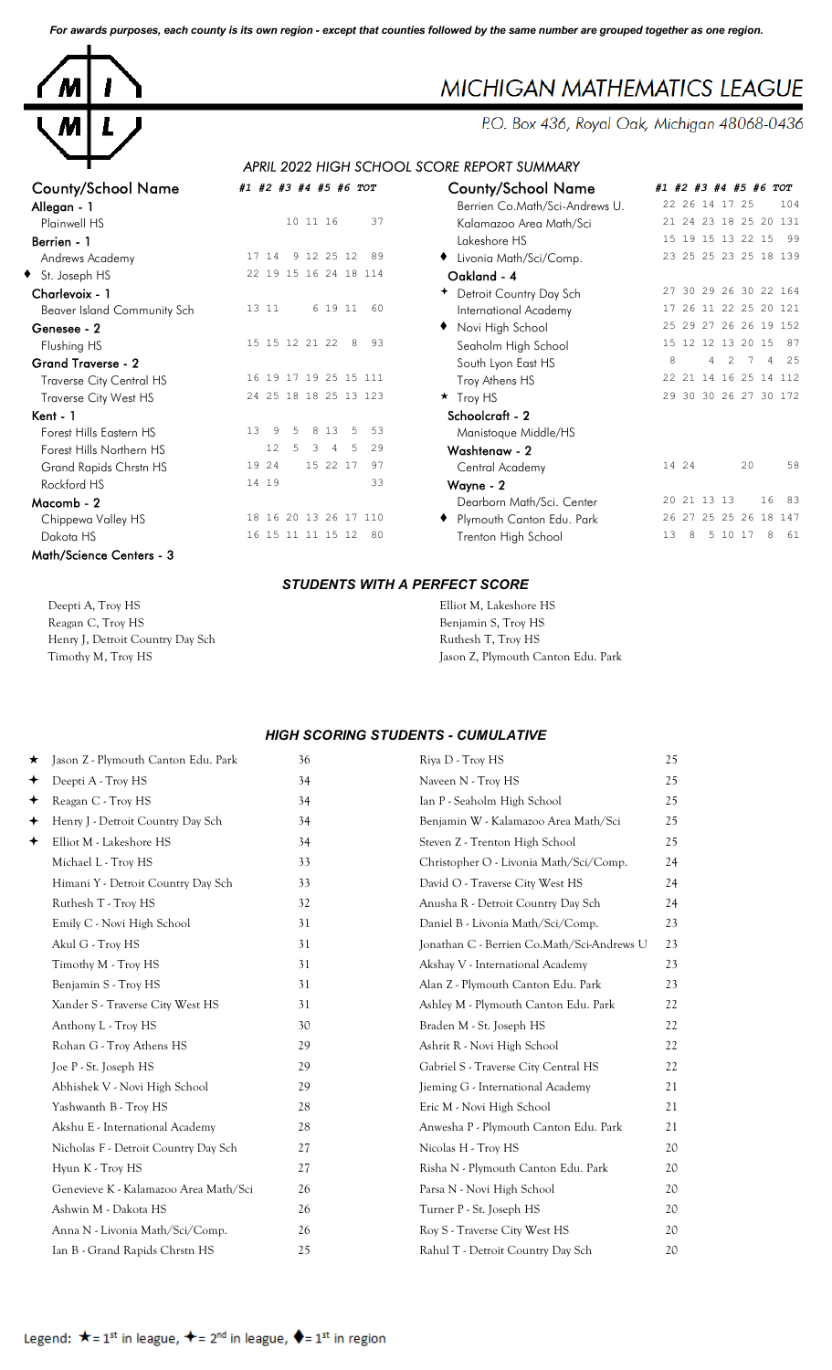*For awards purposes, each county is its own region - except that counties followed by the same number are grouped together as one region.*

# MICHIGAN MATHEMATICS LEAGUE

P.O. Box 436, Royal Oak, Michigan 48068-0436

## APRIL 2022 HIGH SCHOOL SCORE REPORT SUMMARY

| County/School Name | #1 | #2 | #3 | #4 | #5 | #6 | TOT |
|---|---|---|---|---|---|---|---|
| **Allegan - 1** | | | | | | | |
| Plainwell HS | | | 10 | 11 | 16 | | 37 |
| **Berrien - 1** | | | | | | | |
| Andrews Academy | 17 | 14 | 9 | 12 | 25 | 12 | 89 |
| ♦ St. Joseph HS | 22 | 19 | 15 | 16 | 24 | 18 | 114 |
| **Charlevoix - 1** | | | | | | | |
| Beaver Island Community Sch | 13 | 11 | | 6 | 19 | 11 | 60 |
| **Genesee - 2** | | | | | | | |
| Flushing HS | 15 | 15 | 12 | 21 | 22 | 8 | 93 |
| **Grand Traverse - 2** | | | | | | | |
| Traverse City Central HS | 16 | 19 | 17 | 19 | 25 | 15 | 111 |
| Traverse City West HS | 24 | 25 | 18 | 18 | 25 | 13 | 123 |
| **Kent - 1** | | | | | | | |
| Forest Hills Eastern HS | 13 | 9 | 5 | 8 | 13 | 5 | 53 |
| Forest Hills Northern HS | | 12 | 5 | 3 | 4 | 5 | 29 |
| Grand Rapids Chrstn HS | 19 | 24 | | 15 | 22 | 17 | 97 |
| Rockford HS | 14 | 19 | | | | | 33 |
| **Macomb - 2** | | | | | | | |
| Chippewa Valley HS | 18 | 16 | 20 | 13 | 26 | 17 | 110 |
| Dakota HS | 16 | 15 | 11 | 11 | 15 | 12 | 80 |
| **Math/Science Centers - 3** | | | | | | | |
| Berrien Co.Math/Sci-Andrews U. | 22 | 26 | 14 | 17 | 25 | | 104 |
| Kalamazoo Area Math/Sci | 21 | 24 | 23 | 18 | 25 | 20 | 131 |
| Lakeshore HS | 15 | 19 | 15 | 13 | 22 | 15 | 99 |
| ♦ Livonia Math/Sci/Comp. | 23 | 25 | 25 | 23 | 25 | 18 | 139 |
| **Oakland - 4** | | | | | | | |
| ✦ Detroit Country Day Sch | 27 | 30 | 29 | 26 | 30 | 22 | 164 |
| International Academy | 17 | 26 | 11 | 22 | 25 | 20 | 121 |
| ♦ Novi High School | 25 | 29 | 27 | 26 | 26 | 19 | 152 |
| Seaholm High School | 15 | 12 | 12 | 13 | 20 | 15 | 87 |
| South Lyon East HS | 8 | | 4 | 2 | 7 | 4 | 25 |
| Troy Athens HS | 22 | 21 | 14 | 16 | 25 | 14 | 112 |
| ★ Troy HS | 29 | 30 | 30 | 26 | 27 | 30 | 172 |
| **Schoolcraft - 2** | | | | | | | |
| Manistique Middle/HS | | | | | | | |
| **Washtenaw - 2** | | | | | | | |
| Central Academy | 14 | 24 | | | 20 | | 58 |
| **Wayne - 2** | | | | | | | |
| Dearborn Math/Sci. Center | 20 | 21 | 13 | 13 | | 16 | 83 |
| ♦ Plymouth Canton Edu. Park | 26 | 27 | 25 | 25 | 26 | 18 | 147 |
| Trenton High School | 13 | 8 | 5 | 10 | 17 | 8 | 61 |

## STUDENTS WITH A PERFECT SCORE

- Deepti A, Troy HS
- Reagan C, Troy HS
- Henry J, Detroit Country Day Sch
- Timothy M, Troy HS
- Elliot M, Lakeshore HS
- Benjamin S, Troy HS
- Ruthesh T, Troy HS
- Jason Z, Plymouth Canton Edu. Park

## HIGH SCORING STUDENTS - CUMULATIVE

| Student | Score |
|---|---|
| ★ Jason Z - Plymouth Canton Edu. Park | 36 |
| ✦ Deepti A - Troy HS | 34 |
| ✦ Reagan C - Troy HS | 34 |
| ✦ Henry J - Detroit Country Day Sch | 34 |
| ✦ Elliot M - Lakeshore HS | 34 |
| Michael L - Troy HS | 33 |
| Himani Y - Detroit Country Day Sch | 33 |
| Ruthesh T - Troy HS | 32 |
| Emily C - Novi High School | 31 |
| Akul G - Troy HS | 31 |
| Timothy M - Troy HS | 31 |
| Benjamin S - Troy HS | 31 |
| Xander S - Traverse City West HS | 31 |
| Anthony L - Troy HS | 30 |
| Rohan G - Troy Athens HS | 29 |
| Joe P - St. Joseph HS | 29 |
| Abhishek V - Novi High School | 29 |
| Yashwanth B - Troy HS | 28 |
| Akshu E - International Academy | 28 |
| Nicholas F - Detroit Country Day Sch | 27 |
| Hyun K - Troy HS | 27 |
| Genevieve K - Kalamazoo Area Math/Sci | 26 |
| Ashwin M - Dakota HS | 26 |
| Anna N - Livonia Math/Sci/Comp. | 26 |
| Ian B - Grand Rapids Chrstn HS | 25 |
| Riya D - Troy HS | 25 |
| Naveen N - Troy HS | 25 |
| Ian P - Seaholm High School | 25 |
| Benjamin W - Kalamazoo Area Math/Sci | 25 |
| Steven Z - Trenton High School | 25 |
| Christopher O - Livonia Math/Sci/Comp. | 24 |
| David O - Traverse City West HS | 24 |
| Anusha R - Detroit Country Day Sch | 24 |
| Daniel B - Livonia Math/Sci/Comp. | 23 |
| Jonathan C - Berrien Co.Math/Sci-Andrews U | 23 |
| Akshay V - International Academy | 23 |
| Alan Z - Plymouth Canton Edu. Park | 23 |
| Ashley M - Plymouth Canton Edu. Park | 22 |
| Braden M - St. Joseph HS | 22 |
| Ashrit R - Novi High School | 22 |
| Gabriel S - Traverse City Central HS | 22 |
| Jieming G - International Academy | 21 |
| Eric M - Novi High School | 21 |
| Anwesha P - Plymouth Canton Edu. Park | 21 |
| Nicolas H - Troy HS | 20 |
| Risha N - Plymouth Canton Edu. Park | 20 |
| Parsa N - Novi High School | 20 |
| Turner P - St. Joseph HS | 20 |
| Roy S - Traverse City West HS | 20 |
| Rahul T - Detroit Country Day Sch | 20 |

Legend: ★ = 1st in league, ✦ = 2nd in league, ♦ = 1st in region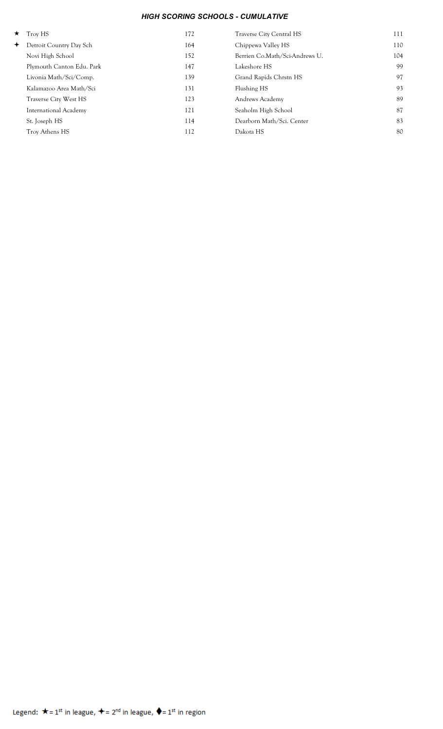### *HIGH SCORING SCHOOLS - CUMULATIVE*

| | | | | |
|---|---|---|---|---|
| ★ | Troy HS | 172 | Traverse City Central HS | 111 |
| ✦ | Detroit Country Day Sch | 164 | Chippewa Valley HS | 110 |
| | Novi High School | 152 | Berrien Co.Math/Sci-Andrews U. | 104 |
| | Plymouth Canton Edu. Park | 147 | Lakeshore HS | 99 |
| | Livonia Math/Sci/Comp. | 139 | Grand Rapids Chrstn HS | 97 |
| | Kalamazoo Area Math/Sci | 131 | Flushing HS | 93 |
| | Traverse City West HS | 123 | Andrews Academy | 89 |
| | International Academy | 121 | Seaholm High School | 87 |
| | St. Joseph HS | 114 | Dearborn Math/Sci. Center | 83 |
| | Troy Athens HS | 112 | Dakota HS | 80 |

Legend: ★ = 1st in league, ✦ = 2nd in league, ⧫ = 1st in region